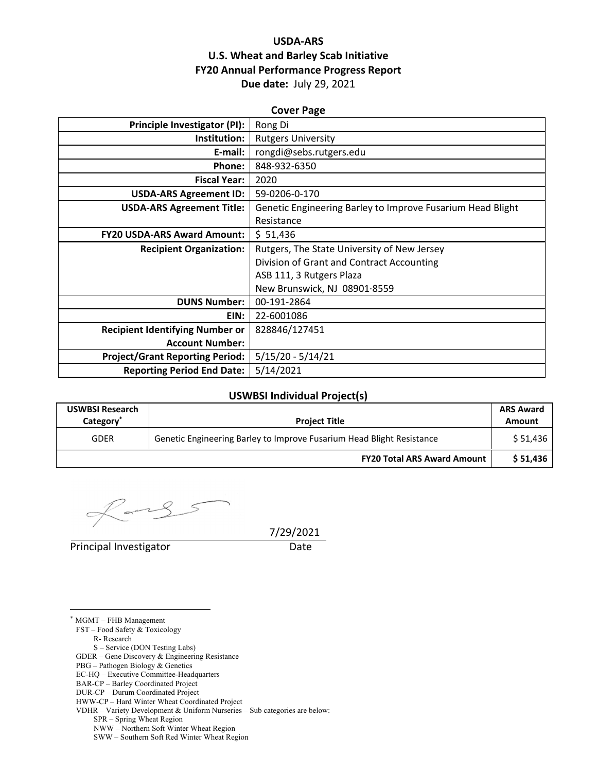# USDA-ARS
# U.S. Wheat and Barley Scab Initiative
# FY20 Annual Performance Progress Report

**Due date:** July 29, 2021

## Cover Page

| | |
|---|---|
| **Principle Investigator (PI):** | Rong Di |
| **Institution:** | Rutgers University |
| **E-mail:** | rongdi@sebs.rutgers.edu |
| **Phone:** | 848-932-6350 |
| **Fiscal Year:** | 2020 |
| **USDA-ARS Agreement ID:** | 59-0206-0-170 |
| **USDA-ARS Agreement Title:** | Genetic Engineering Barley to Improve Fusarium Head Blight Resistance |
| **FY20 USDA-ARS Award Amount:** | $ 51,436 |
| **Recipient Organization:** | Rutgers, The State University of New Jersey<br>Division of Grant and Contract Accounting<br>ASB 111, 3 Rutgers Plaza<br>New Brunswick, NJ 08901·8559 |
| **DUNS Number:** | 00-191-2864 |
| **EIN:** | 22-6001086 |
| **Recipient Identifying Number or Account Number:** | 828846/127451 |
| **Project/Grant Reporting Period:** | 5/15/20 - 5/14/21 |
| **Reporting Period End Date:** | 5/14/2021 |

## USWBSI Individual Project(s)

| USWBSI Research Category* | Project Title | ARS Award Amount |
|---|---|---|
| GDER | Genetic Engineering Barley to Improve Fusarium Head Blight Resistance | $ 51,436 |
| | **FY20 Total ARS Award Amount** | **$ 51,436** |

7/29/2021

Principal Investigator Date

---

* MGMT – FHB Management
FST – Food Safety & Toxicology
R- Research
S – Service (DON Testing Labs)
GDER – Gene Discovery & Engineering Resistance
PBG – Pathogen Biology & Genetics
EC-HQ – Executive Committee-Headquarters
BAR-CP – Barley Coordinated Project
DUR-CP – Durum Coordinated Project
HWW-CP – Hard Winter Wheat Coordinated Project
VDHR – Variety Development & Uniform Nurseries – Sub categories are below:
SPR – Spring Wheat Region
NWW – Northern Soft Winter Wheat Region
SWW – Southern Soft Red Winter Wheat Region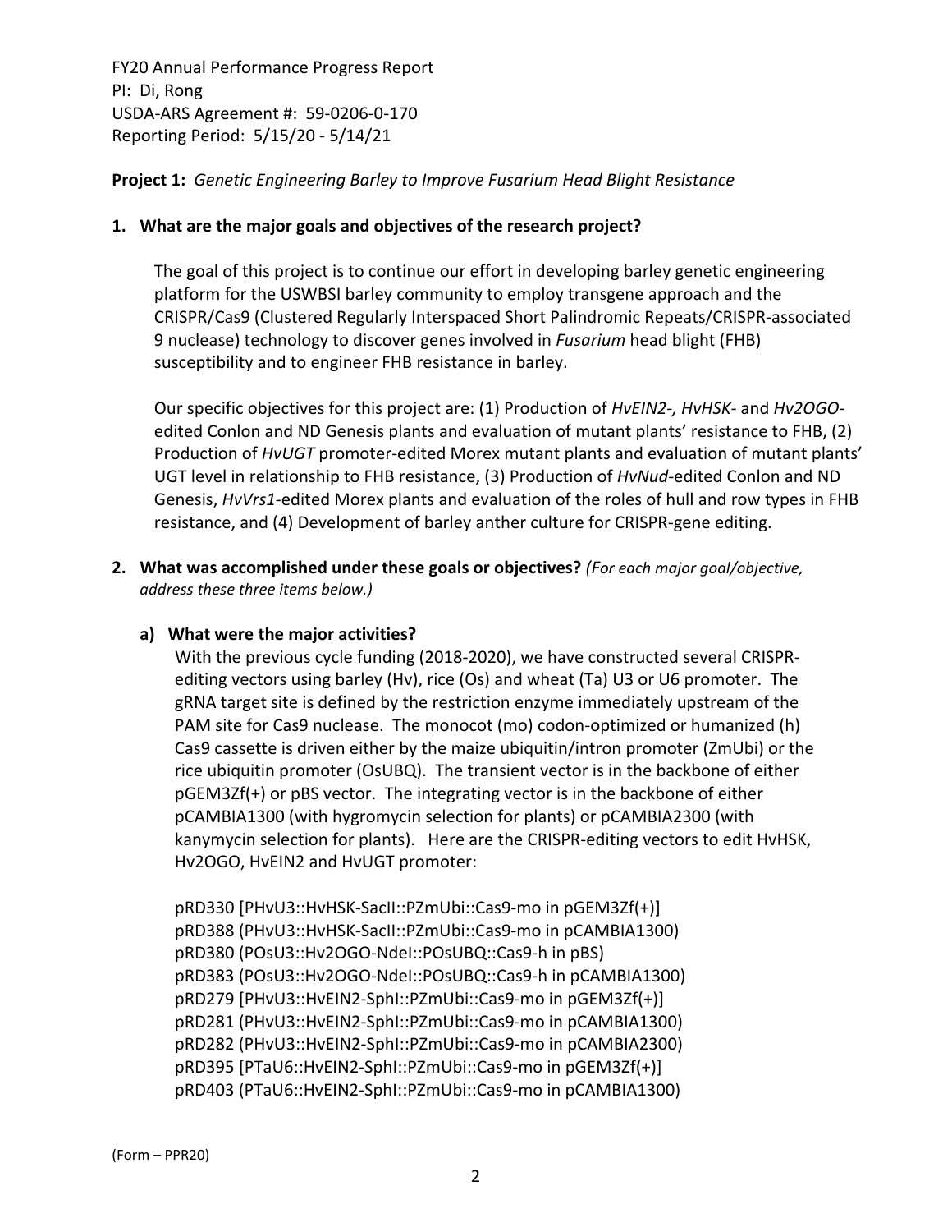FY20 Annual Performance Progress Report
PI: Di, Rong
USDA-ARS Agreement #: 59-0206-0-170
Reporting Period: 5/15/20 - 5/14/21

**Project 1:** *Genetic Engineering Barley to Improve Fusarium Head Blight Resistance*

## 1. What are the major goals and objectives of the research project?

The goal of this project is to continue our effort in developing barley genetic engineering platform for the USWBSI barley community to employ transgene approach and the CRISPR/Cas9 (Clustered Regularly Interspaced Short Palindromic Repeats/CRISPR-associated 9 nuclease) technology to discover genes involved in *Fusarium* head blight (FHB) susceptibility and to engineer FHB resistance in barley.

Our specific objectives for this project are: (1) Production of *HvEIN2-, HvHSK-* and *Hv2OGO-*edited Conlon and ND Genesis plants and evaluation of mutant plants' resistance to FHB, (2) Production of *HvUGT* promoter-edited Morex mutant plants and evaluation of mutant plants' UGT level in relationship to FHB resistance, (3) Production of *HvNud*-edited Conlon and ND Genesis, *HvVrs1*-edited Morex plants and evaluation of the roles of hull and row types in FHB resistance, and (4) Development of barley anther culture for CRISPR-gene editing.

## 2. What was accomplished under these goals or objectives? *(For each major goal/objective, address these three items below.)*

### a) What were the major activities?

With the previous cycle funding (2018-2020), we have constructed several CRISPR-editing vectors using barley (Hv), rice (Os) and wheat (Ta) U3 or U6 promoter. The gRNA target site is defined by the restriction enzyme immediately upstream of the PAM site for Cas9 nuclease. The monocot (mo) codon-optimized or humanized (h) Cas9 cassette is driven either by the maize ubiquitin/intron promoter (ZmUbi) or the rice ubiquitin promoter (OsUBQ). The transient vector is in the backbone of either pGEM3Zf(+) or pBS vector. The integrating vector is in the backbone of either pCAMBIA1300 (with hygromycin selection for plants) or pCAMBIA2300 (with kanymycin selection for plants). Here are the CRISPR-editing vectors to edit HvHSK, Hv2OGO, HvEIN2 and HvUGT promoter:

pRD330 [PHvU3::HvHSK-SacII::PZmUbi::Cas9-mo in pGEM3Zf(+)]
pRD388 (PHvU3::HvHSK-SacII::PZmUbi::Cas9-mo in pCAMBIA1300)
pRD380 (POsU3::Hv2OGO-NdeI::POsUBQ::Cas9-h in pBS)
pRD383 (POsU3::Hv2OGO-NdeI::POsUBQ::Cas9-h in pCAMBIA1300)
pRD279 [PHvU3::HvEIN2-SphI::PZmUbi::Cas9-mo in pGEM3Zf(+)]
pRD281 (PHvU3::HvEIN2-SphI::PZmUbi::Cas9-mo in pCAMBIA1300)
pRD282 (PHvU3::HvEIN2-SphI::PZmUbi::Cas9-mo in pCAMBIA2300)
pRD395 [PTaU6::HvEIN2-SphI::PZmUbi::Cas9-mo in pGEM3Zf(+)]
pRD403 (PTaU6::HvEIN2-SphI::PZmUbi::Cas9-mo in pCAMBIA1300)

(Form – PPR20)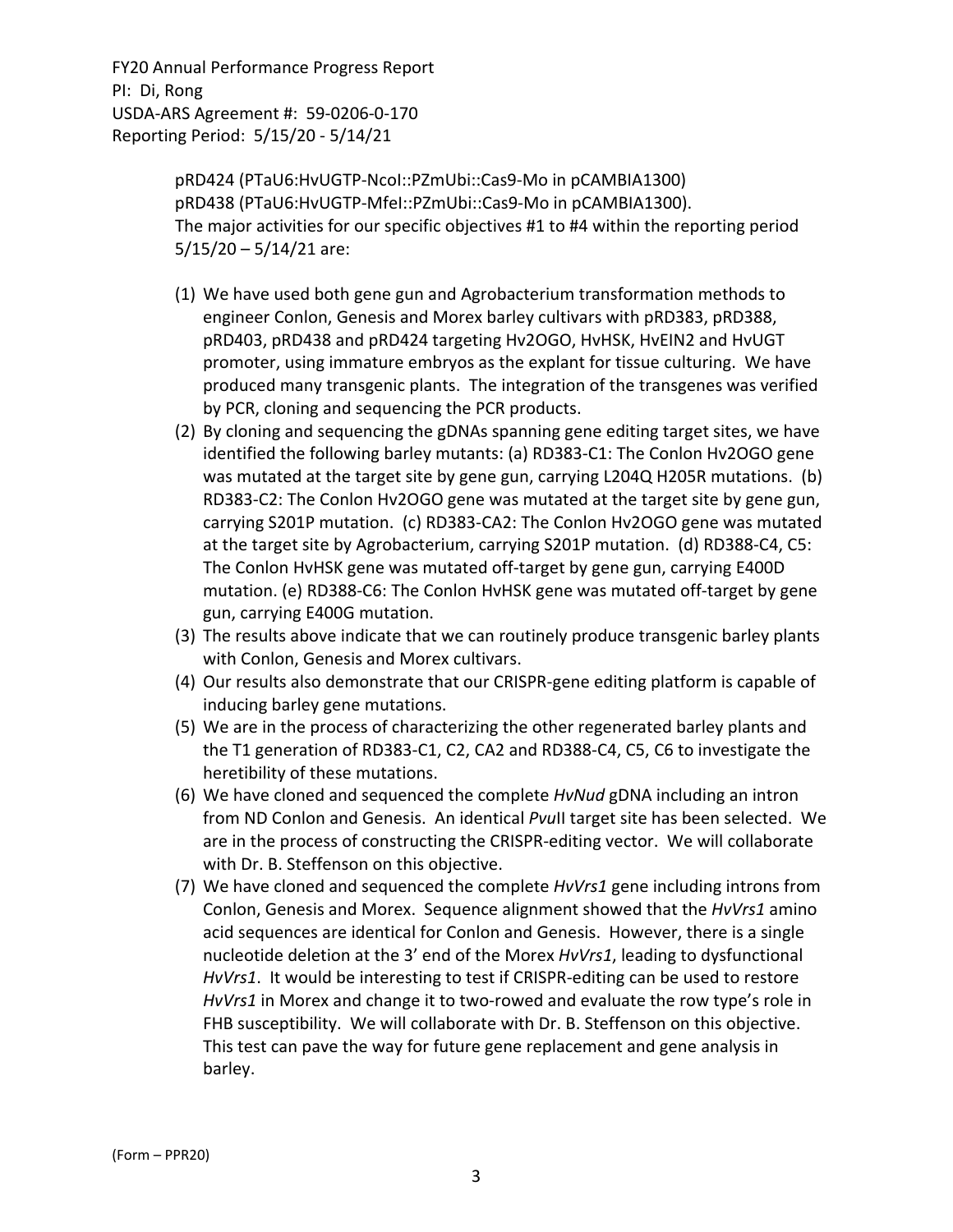pRD424 (PTaU6:HvUGTP-NcoI::PZmUbi::Cas9-Mo in pCAMBIA1300)
pRD438 (PTaU6:HvUGTP-MfeI::PZmUbi::Cas9-Mo in pCAMBIA1300).
The major activities for our specific objectives #1 to #4 within the reporting period 5/15/20 – 5/14/21 are:

(1) We have used both gene gun and Agrobacterium transformation methods to engineer Conlon, Genesis and Morex barley cultivars with pRD383, pRD388, pRD403, pRD438 and pRD424 targeting Hv2OGO, HvHSK, HvEIN2 and HvUGT promoter, using immature embryos as the explant for tissue culturing. We have produced many transgenic plants. The integration of the transgenes was verified by PCR, cloning and sequencing the PCR products.

(2) By cloning and sequencing the gDNAs spanning gene editing target sites, we have identified the following barley mutants: (a) RD383-C1: The Conlon Hv2OGO gene was mutated at the target site by gene gun, carrying L204Q H205R mutations. (b) RD383-C2: The Conlon Hv2OGO gene was mutated at the target site by gene gun, carrying S201P mutation. (c) RD383-CA2: The Conlon Hv2OGO gene was mutated at the target site by Agrobacterium, carrying S201P mutation. (d) RD388-C4, C5: The Conlon HvHSK gene was mutated off-target by gene gun, carrying E400D mutation. (e) RD388-C6: The Conlon HvHSK gene was mutated off-target by gene gun, carrying E400G mutation.

(3) The results above indicate that we can routinely produce transgenic barley plants with Conlon, Genesis and Morex cultivars.

(4) Our results also demonstrate that our CRISPR-gene editing platform is capable of inducing barley gene mutations.

(5) We are in the process of characterizing the other regenerated barley plants and the T1 generation of RD383-C1, C2, CA2 and RD388-C4, C5, C6 to investigate the heretibility of these mutations.

(6) We have cloned and sequenced the complete *HvNud* gDNA including an intron from ND Conlon and Genesis. An identical *Pvu*II target site has been selected. We are in the process of constructing the CRISPR-editing vector. We will collaborate with Dr. B. Steffenson on this objective.

(7) We have cloned and sequenced the complete *HvVrs1* gene including introns from Conlon, Genesis and Morex. Sequence alignment showed that the *HvVrs1* amino acid sequences are identical for Conlon and Genesis. However, there is a single nucleotide deletion at the 3' end of the Morex *HvVrs1*, leading to dysfunctional *HvVrs1*. It would be interesting to test if CRISPR-editing can be used to restore *HvVrs1* in Morex and change it to two-rowed and evaluate the row type's role in FHB susceptibility. We will collaborate with Dr. B. Steffenson on this objective. This test can pave the way for future gene replacement and gene analysis in barley.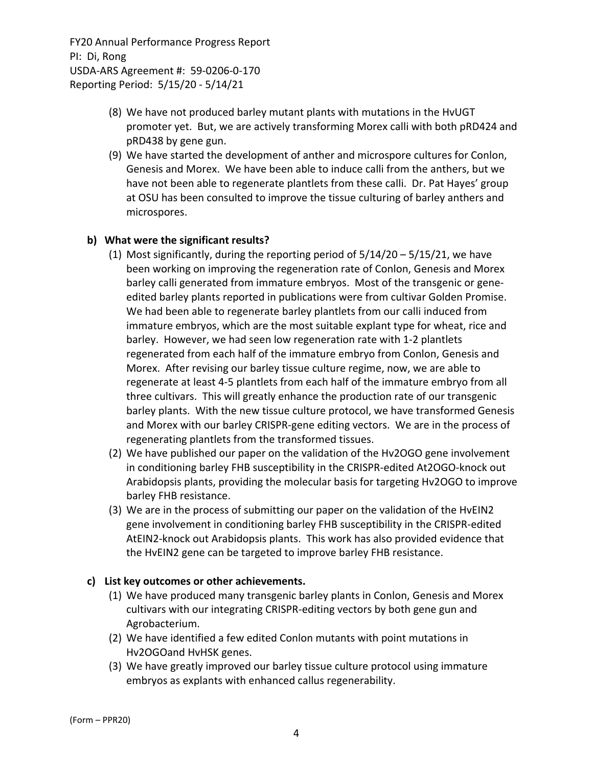(8) We have not produced barley mutant plants with mutations in the HvUGT promoter yet. But, we are actively transforming Morex calli with both pRD424 and pRD438 by gene gun.

(9) We have started the development of anther and microspore cultures for Conlon, Genesis and Morex. We have been able to induce calli from the anthers, but we have not been able to regenerate plantlets from these calli. Dr. Pat Hayes' group at OSU has been consulted to improve the tissue culturing of barley anthers and microspores.

**b) What were the significant results?**

(1) Most significantly, during the reporting period of 5/14/20 – 5/15/21, we have been working on improving the regeneration rate of Conlon, Genesis and Morex barley calli generated from immature embryos. Most of the transgenic or gene-edited barley plants reported in publications were from cultivar Golden Promise. We had been able to regenerate barley plantlets from our calli induced from immature embryos, which are the most suitable explant type for wheat, rice and barley. However, we had seen low regeneration rate with 1-2 plantlets regenerated from each half of the immature embryo from Conlon, Genesis and Morex. After revising our barley tissue culture regime, now, we are able to regenerate at least 4-5 plantlets from each half of the immature embryo from all three cultivars. This will greatly enhance the production rate of our transgenic barley plants. With the new tissue culture protocol, we have transformed Genesis and Morex with our barley CRISPR-gene editing vectors. We are in the process of regenerating plantlets from the transformed tissues.

(2) We have published our paper on the validation of the Hv2OGO gene involvement in conditioning barley FHB susceptibility in the CRISPR-edited At2OGO-knock out Arabidopsis plants, providing the molecular basis for targeting Hv2OGO to improve barley FHB resistance.

(3) We are in the process of submitting our paper on the validation of the HvEIN2 gene involvement in conditioning barley FHB susceptibility in the CRISPR-edited AtEIN2-knock out Arabidopsis plants. This work has also provided evidence that the HvEIN2 gene can be targeted to improve barley FHB resistance.

**c) List key outcomes or other achievements.**

(1) We have produced many transgenic barley plants in Conlon, Genesis and Morex cultivars with our integrating CRISPR-editing vectors by both gene gun and Agrobacterium.

(2) We have identified a few edited Conlon mutants with point mutations in Hv2OGOand HvHSK genes.

(3) We have greatly improved our barley tissue culture protocol using immature embryos as explants with enhanced callus regenerability.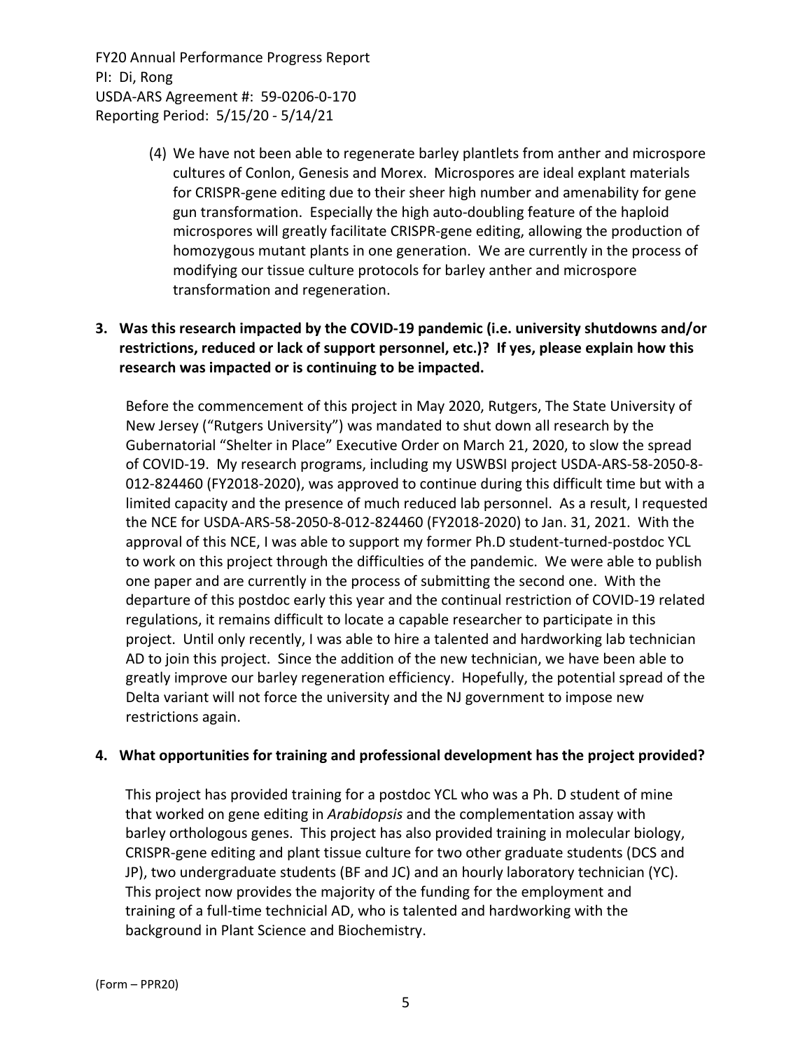(4) We have not been able to regenerate barley plantlets from anther and microspore cultures of Conlon, Genesis and Morex. Microspores are ideal explant materials for CRISPR-gene editing due to their sheer high number and amenability for gene gun transformation. Especially the high auto-doubling feature of the haploid microspores will greatly facilitate CRISPR-gene editing, allowing the production of homozygous mutant plants in one generation. We are currently in the process of modifying our tissue culture protocols for barley anther and microspore transformation and regeneration.

**3. Was this research impacted by the COVID-19 pandemic (i.e. university shutdowns and/or restrictions, reduced or lack of support personnel, etc.)? If yes, please explain how this research was impacted or is continuing to be impacted.**

Before the commencement of this project in May 2020, Rutgers, The State University of New Jersey ("Rutgers University") was mandated to shut down all research by the Gubernatorial "Shelter in Place" Executive Order on March 21, 2020, to slow the spread of COVID-19. My research programs, including my USWBSI project USDA-ARS-58-2050-8-012-824460 (FY2018-2020), was approved to continue during this difficult time but with a limited capacity and the presence of much reduced lab personnel. As a result, I requested the NCE for USDA-ARS-58-2050-8-012-824460 (FY2018-2020) to Jan. 31, 2021. With the approval of this NCE, I was able to support my former Ph.D student-turned-postdoc YCL to work on this project through the difficulties of the pandemic. We were able to publish one paper and are currently in the process of submitting the second one. With the departure of this postdoc early this year and the continual restriction of COVID-19 related regulations, it remains difficult to locate a capable researcher to participate in this project. Until only recently, I was able to hire a talented and hardworking lab technician AD to join this project. Since the addition of the new technician, we have been able to greatly improve our barley regeneration efficiency. Hopefully, the potential spread of the Delta variant will not force the university and the NJ government to impose new restrictions again.

**4. What opportunities for training and professional development has the project provided?**

This project has provided training for a postdoc YCL who was a Ph. D student of mine that worked on gene editing in *Arabidopsis* and the complementation assay with barley orthologous genes. This project has also provided training in molecular biology, CRISPR-gene editing and plant tissue culture for two other graduate students (DCS and JP), two undergraduate students (BF and JC) and an hourly laboratory technician (YC). This project now provides the majority of the funding for the employment and training of a full-time technicial AD, who is talented and hardworking with the background in Plant Science and Biochemistry.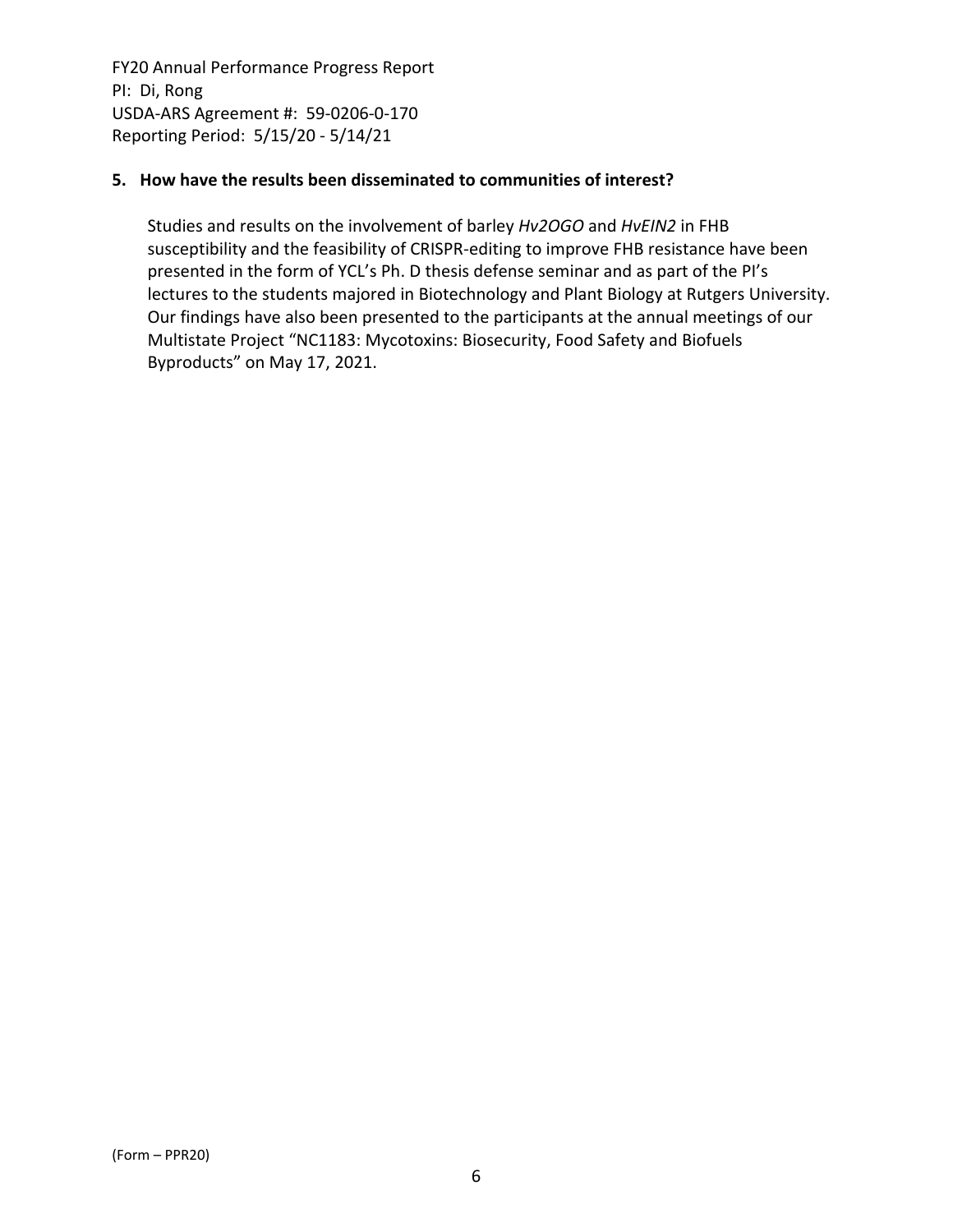**5. How have the results been disseminated to communities of interest?**

Studies and results on the involvement of barley *Hv2OGO* and *HvEIN2* in FHB susceptibility and the feasibility of CRISPR-editing to improve FHB resistance have been presented in the form of YCL's Ph. D thesis defense seminar and as part of the PI's lectures to the students majored in Biotechnology and Plant Biology at Rutgers University. Our findings have also been presented to the participants at the annual meetings of our Multistate Project "NC1183: Mycotoxins: Biosecurity, Food Safety and Biofuels Byproducts" on May 17, 2021.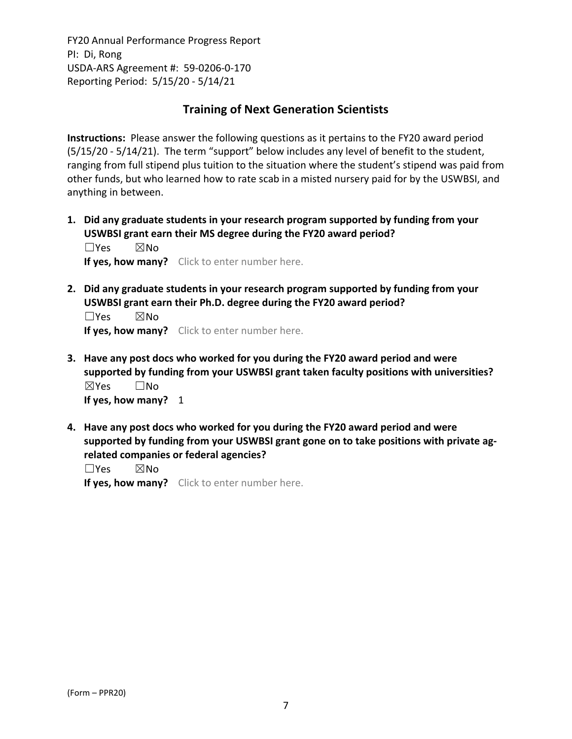FY20 Annual Performance Progress Report
PI: Di, Rong
USDA-ARS Agreement #: 59-0206-0-170
Reporting Period: 5/15/20 - 5/14/21

## Training of Next Generation Scientists

**Instructions:** Please answer the following questions as it pertains to the FY20 award period (5/15/20 - 5/14/21). The term "support" below includes any level of benefit to the student, ranging from full stipend plus tuition to the situation where the student's stipend was paid from other funds, but who learned how to rate scab in a misted nursery paid for by the USWBSI, and anything in between.

1. **Did any graduate students in your research program supported by funding from your USWBSI grant earn their MS degree during the FY20 award period?**
   ☐Yes ☒No
   **If yes, how many?** Click to enter number here.

2. **Did any graduate students in your research program supported by funding from your USWBSI grant earn their Ph.D. degree during the FY20 award period?**
   ☐Yes ☒No
   **If yes, how many?** Click to enter number here.

3. **Have any post docs who worked for you during the FY20 award period and were supported by funding from your USWBSI grant taken faculty positions with universities?**
   ☒Yes ☐No
   **If yes, how many?** 1

4. **Have any post docs who worked for you during the FY20 award period and were supported by funding from your USWBSI grant gone on to take positions with private ag-related companies or federal agencies?**
   ☐Yes ☒No
   **If yes, how many?** Click to enter number here.

(Form – PPR20)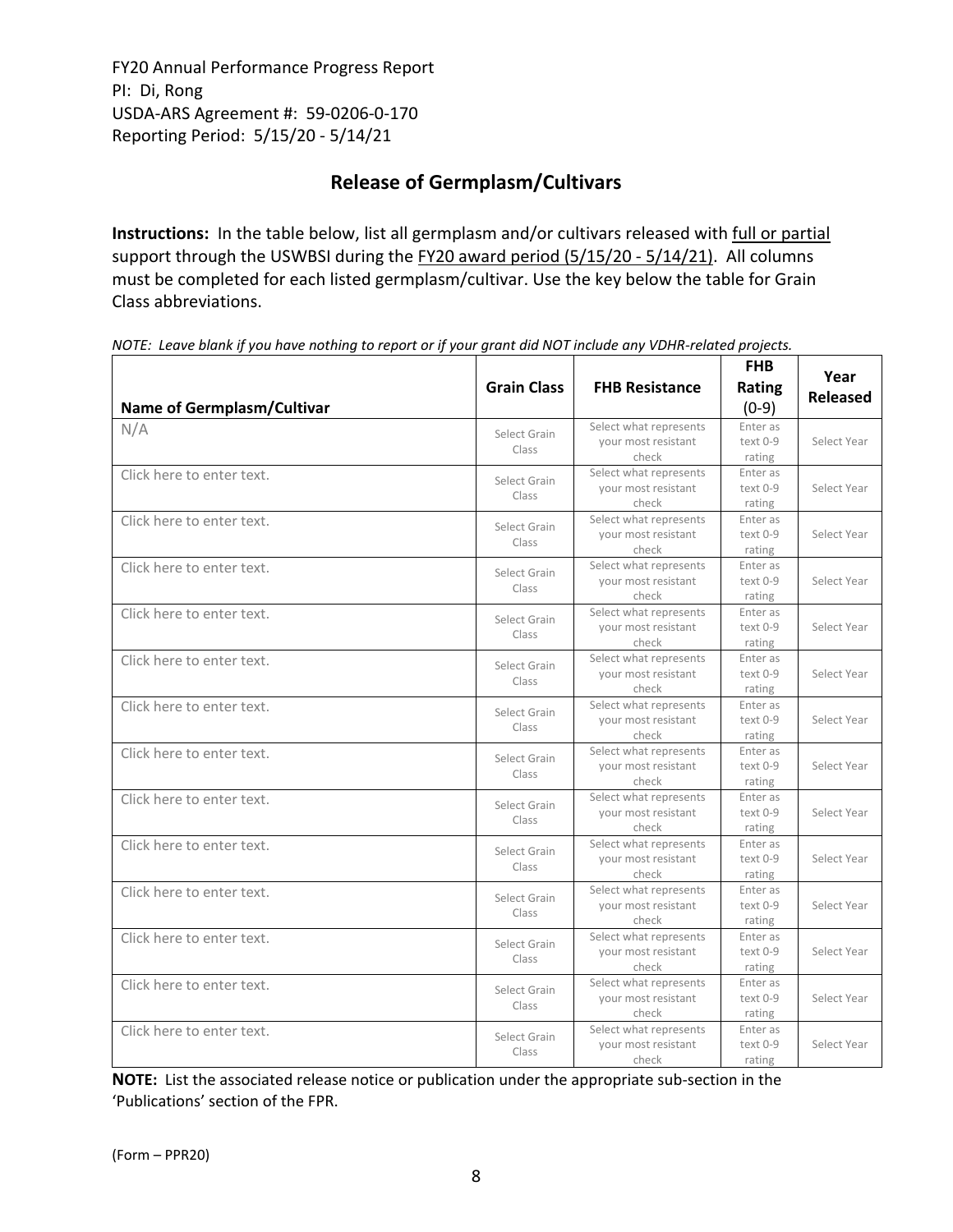FY20 Annual Performance Progress Report
PI: Di, Rong
USDA-ARS Agreement #: 59-0206-0-170
Reporting Period: 5/15/20 - 5/14/21

## Release of Germplasm/Cultivars

**Instructions:** In the table below, list all germplasm and/or cultivars released with full or partial support through the USWBSI during the FY20 award period (5/15/20 - 5/14/21). All columns must be completed for each listed germplasm/cultivar. Use the key below the table for Grain Class abbreviations.

*NOTE: Leave blank if you have nothing to report or if your grant did NOT include any VDHR-related projects.*

| Name of Germplasm/Cultivar | Grain Class | FHB Resistance | FHB Rating (0-9) | Year Released |
|---|---|---|---|---|
| N/A | Select Grain Class | Select what represents your most resistant check | Enter as text 0-9 rating | Select Year |
| Click here to enter text. | Select Grain Class | Select what represents your most resistant check | Enter as text 0-9 rating | Select Year |
| Click here to enter text. | Select Grain Class | Select what represents your most resistant check | Enter as text 0-9 rating | Select Year |
| Click here to enter text. | Select Grain Class | Select what represents your most resistant check | Enter as text 0-9 rating | Select Year |
| Click here to enter text. | Select Grain Class | Select what represents your most resistant check | Enter as text 0-9 rating | Select Year |
| Click here to enter text. | Select Grain Class | Select what represents your most resistant check | Enter as text 0-9 rating | Select Year |
| Click here to enter text. | Select Grain Class | Select what represents your most resistant check | Enter as text 0-9 rating | Select Year |
| Click here to enter text. | Select Grain Class | Select what represents your most resistant check | Enter as text 0-9 rating | Select Year |
| Click here to enter text. | Select Grain Class | Select what represents your most resistant check | Enter as text 0-9 rating | Select Year |
| Click here to enter text. | Select Grain Class | Select what represents your most resistant check | Enter as text 0-9 rating | Select Year |
| Click here to enter text. | Select Grain Class | Select what represents your most resistant check | Enter as text 0-9 rating | Select Year |
| Click here to enter text. | Select Grain Class | Select what represents your most resistant check | Enter as text 0-9 rating | Select Year |
| Click here to enter text. | Select Grain Class | Select what represents your most resistant check | Enter as text 0-9 rating | Select Year |
| Click here to enter text. | Select Grain Class | Select what represents your most resistant check | Enter as text 0-9 rating | Select Year |

**NOTE:** List the associated release notice or publication under the appropriate sub-section in the 'Publications' section of the FPR.

(Form – PPR20)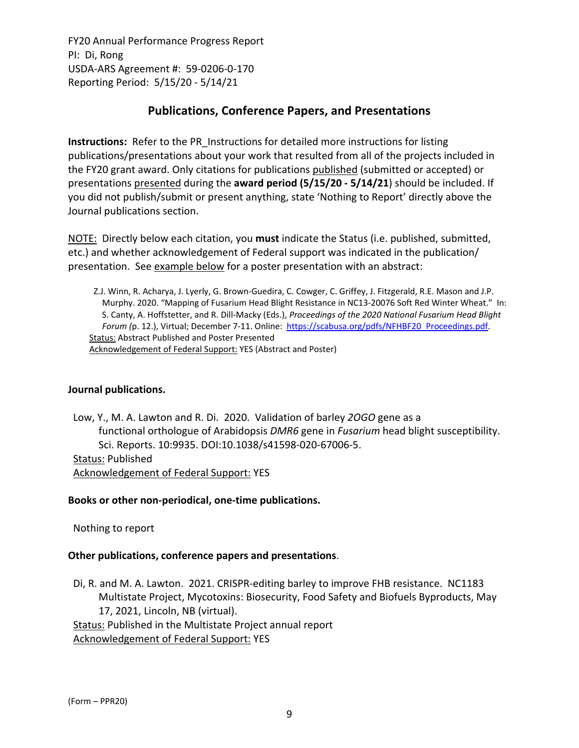FY20 Annual Performance Progress Report
PI: Di, Rong
USDA-ARS Agreement #: 59-0206-0-170
Reporting Period: 5/15/20 - 5/14/21

## Publications, Conference Papers, and Presentations

**Instructions:** Refer to the PR_Instructions for detailed more instructions for listing publications/presentations about your work that resulted from all of the projects included in the FY20 grant award. Only citations for publications published (submitted or accepted) or presentations presented during the **award period (5/15/20 - 5/14/21**) should be included. If you did not publish/submit or present anything, state 'Nothing to Report' directly above the Journal publications section.

NOTE: Directly below each citation, you **must** indicate the Status (i.e. published, submitted, etc.) and whether acknowledgement of Federal support was indicated in the publication/ presentation. See example below for a poster presentation with an abstract:

> Z.J. Winn, R. Acharya, J. Lyerly, G. Brown-Guedira, C. Cowger, C. Griffey, J. Fitzgerald, R.E. Mason and J.P. Murphy. 2020. "Mapping of Fusarium Head Blight Resistance in NC13-20076 Soft Red Winter Wheat." In: S. Canty, A. Hoffstetter, and R. Dill-Macky (Eds.), *Proceedings of the 2020 National Fusarium Head Blight Forum (*p. 12.), Virtual; December 7-11. Online: https://scabusa.org/pdfs/NFHBF20_Proceedings.pdf.
> Status: Abstract Published and Poster Presented
> Acknowledgement of Federal Support: YES (Abstract and Poster)

**Journal publications.**

Low, Y., M. A. Lawton and R. Di. 2020. Validation of barley *2OGO* gene as a functional orthologue of Arabidopsis *DMR6* gene in *Fusarium* head blight susceptibility. Sci. Reports. 10:9935. DOI:10.1038/s41598-020-67006-5.
Status: Published
Acknowledgement of Federal Support: YES

**Books or other non-periodical, one-time publications.**

Nothing to report

**Other publications, conference papers and presentations**.

Di, R. and M. A. Lawton. 2021. CRISPR-editing barley to improve FHB resistance. NC1183 Multistate Project, Mycotoxins: Biosecurity, Food Safety and Biofuels Byproducts, May 17, 2021, Lincoln, NB (virtual).
Status: Published in the Multistate Project annual report
Acknowledgement of Federal Support: YES

(Form – PPR20)